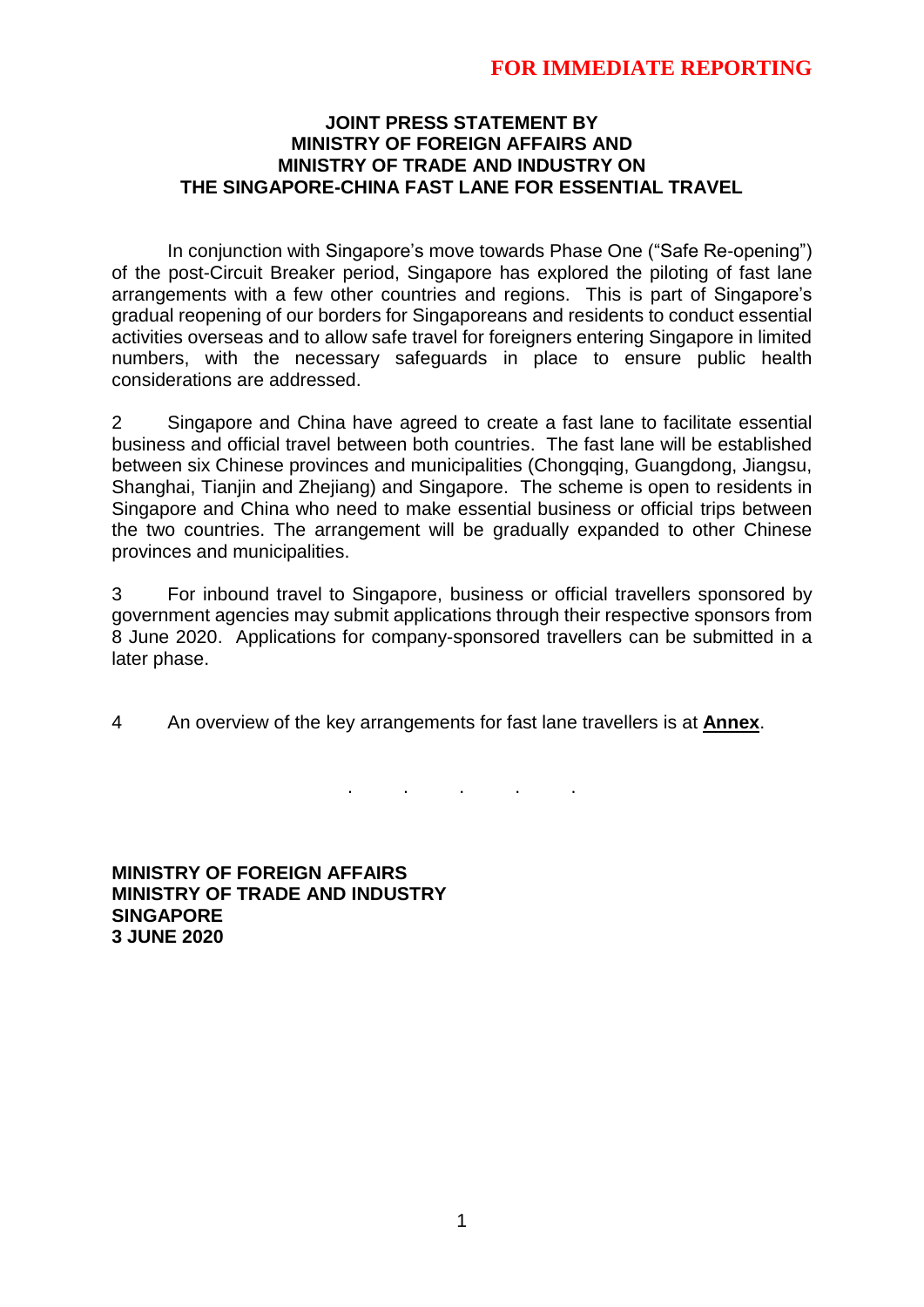**FOR IMMEDIATE REPORTING**

# JOINT PRESS STATEMENT BY MINISTRY OF FOREIGN AFFAIRS AND MINISTRY OF TRADE AND INDUSTRY ON THE SINGAPORE-CHINA FAST LANE FOR ESSENTIAL TRAVEL

In conjunction with Singapore's move towards Phase One ("Safe Re-opening") of the post-Circuit Breaker period, Singapore has explored the piloting of fast lane arrangements with a few other countries and regions. This is part of Singapore's gradual reopening of our borders for Singaporeans and residents to conduct essential activities overseas and to allow safe travel for foreigners entering Singapore in limited numbers, with the necessary safeguards in place to ensure public health considerations are addressed.

2 Singapore and China have agreed to create a fast lane to facilitate essential business and official travel between both countries. The fast lane will be established between six Chinese provinces and municipalities (Chongqing, Guangdong, Jiangsu, Shanghai, Tianjin and Zhejiang) and Singapore. The scheme is open to residents in Singapore and China who need to make essential business or official trips between the two countries. The arrangement will be gradually expanded to other Chinese provinces and municipalities.

3 For inbound travel to Singapore, business or official travellers sponsored by government agencies may submit applications through their respective sponsors from 8 June 2020. Applications for company-sponsored travellers can be submitted in a later phase.

4 An overview of the key arrangements for fast lane travellers is at **Annex**.

. . . . .

**MINISTRY OF FOREIGN AFFAIRS**
**MINISTRY OF TRADE AND INDUSTRY**
**SINGAPORE**
**3 JUNE 2020**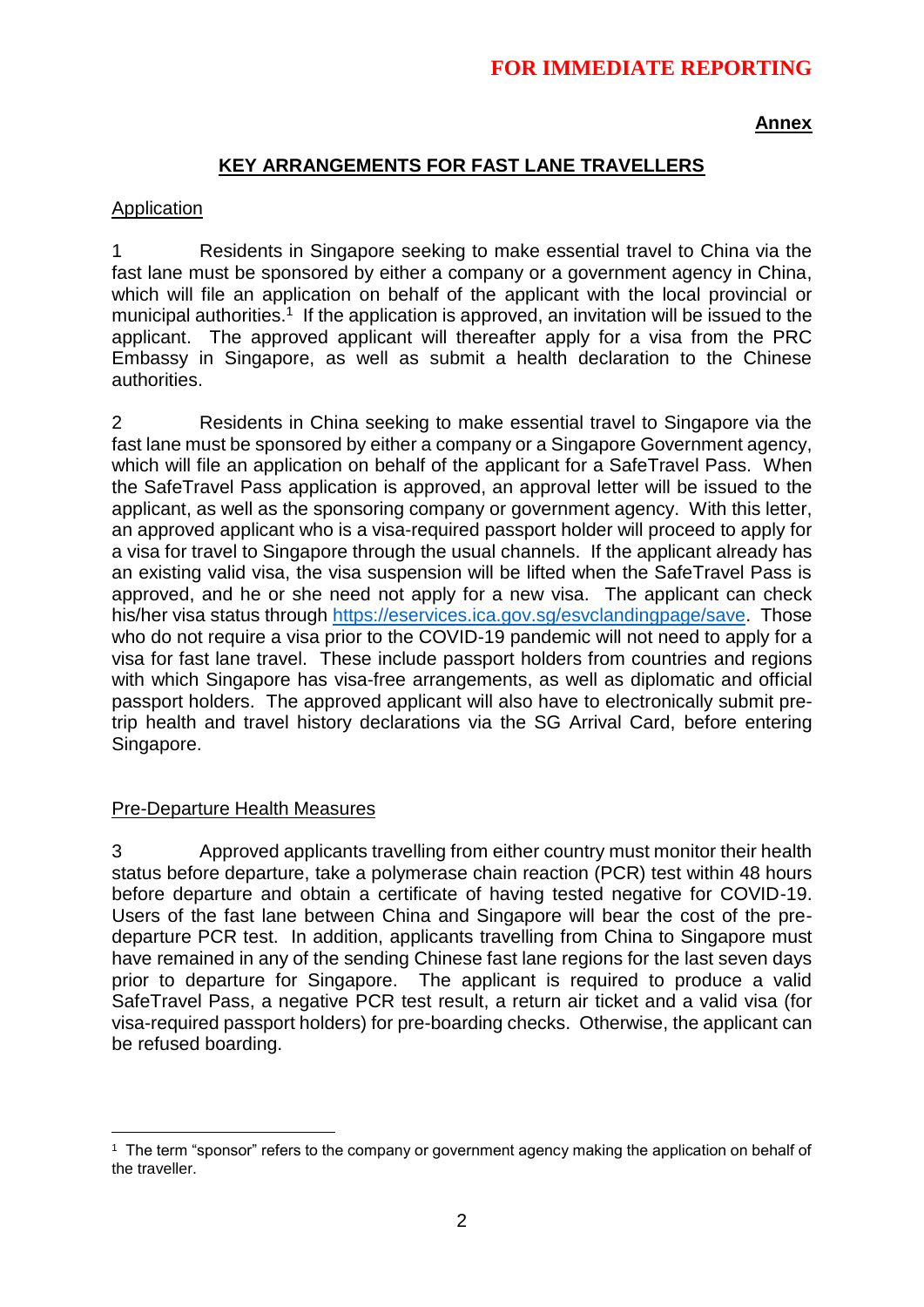**FOR IMMEDIATE REPORTING**

**Annex**

## KEY ARRANGEMENTS FOR FAST LANE TRAVELLERS

### Application

1 Residents in Singapore seeking to make essential travel to China via the fast lane must be sponsored by either a company or a government agency in China, which will file an application on behalf of the applicant with the local provincial or municipal authorities.[1] If the application is approved, an invitation will be issued to the applicant. The approved applicant will thereafter apply for a visa from the PRC Embassy in Singapore, as well as submit a health declaration to the Chinese authorities.

2 Residents in China seeking to make essential travel to Singapore via the fast lane must be sponsored by either a company or a Singapore Government agency, which will file an application on behalf of the applicant for a SafeTravel Pass. When the SafeTravel Pass application is approved, an approval letter will be issued to the applicant, as well as the sponsoring company or government agency. With this letter, an approved applicant who is a visa-required passport holder will proceed to apply for a visa for travel to Singapore through the usual channels. If the applicant already has an existing valid visa, the visa suspension will be lifted when the SafeTravel Pass is approved, and he or she need not apply for a new visa. The applicant can check his/her visa status through https://eservices.ica.gov.sg/esvclandingpage/save. Those who do not require a visa prior to the COVID-19 pandemic will not need to apply for a visa for fast lane travel. These include passport holders from countries and regions with which Singapore has visa-free arrangements, as well as diplomatic and official passport holders. The approved applicant will also have to electronically submit pre-trip health and travel history declarations via the SG Arrival Card, before entering Singapore.

### Pre-Departure Health Measures

3 Approved applicants travelling from either country must monitor their health status before departure, take a polymerase chain reaction (PCR) test within 48 hours before departure and obtain a certificate of having tested negative for COVID-19. Users of the fast lane between China and Singapore will bear the cost of the pre-departure PCR test. In addition, applicants travelling from China to Singapore must have remained in any of the sending Chinese fast lane regions for the last seven days prior to departure for Singapore. The applicant is required to produce a valid SafeTravel Pass, a negative PCR test result, a return air ticket and a valid visa (for visa-required passport holders) for pre-boarding checks. Otherwise, the applicant can be refused boarding.

---

[1] The term "sponsor" refers to the company or government agency making the application on behalf of the traveller.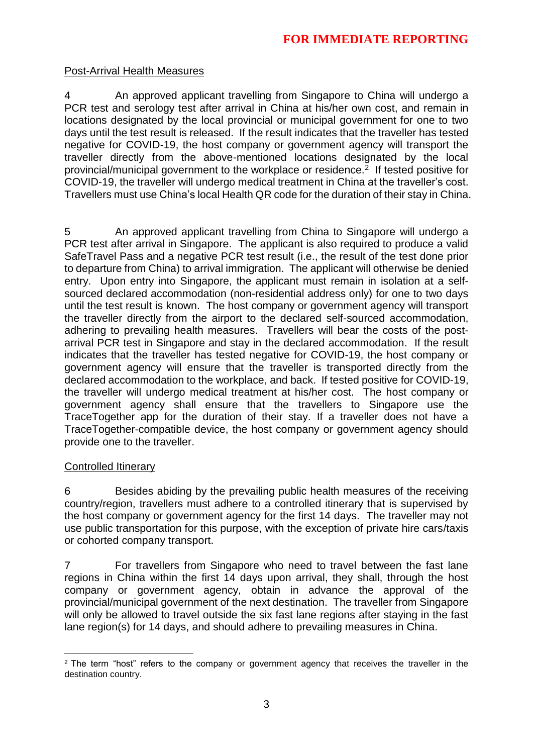Post-Arrival Health Measures

4 An approved applicant travelling from Singapore to China will undergo a PCR test and serology test after arrival in China at his/her own cost, and remain in locations designated by the local provincial or municipal government for one to two days until the test result is released. If the result indicates that the traveller has tested negative for COVID-19, the host company or government agency will transport the traveller directly from the above-mentioned locations designated by the local provincial/municipal government to the workplace or residence.[2] If tested positive for COVID-19, the traveller will undergo medical treatment in China at the traveller's cost. Travellers must use China's local Health QR code for the duration of their stay in China.

5 An approved applicant travelling from China to Singapore will undergo a PCR test after arrival in Singapore. The applicant is also required to produce a valid SafeTravel Pass and a negative PCR test result (i.e., the result of the test done prior to departure from China) to arrival immigration. The applicant will otherwise be denied entry. Upon entry into Singapore, the applicant must remain in isolation at a self-sourced declared accommodation (non-residential address only) for one to two days until the test result is known. The host company or government agency will transport the traveller directly from the airport to the declared self-sourced accommodation, adhering to prevailing health measures. Travellers will bear the costs of the post-arrival PCR test in Singapore and stay in the declared accommodation. If the result indicates that the traveller has tested negative for COVID-19, the host company or government agency will ensure that the traveller is transported directly from the declared accommodation to the workplace, and back. If tested positive for COVID-19, the traveller will undergo medical treatment at his/her cost. The host company or government agency shall ensure that the travellers to Singapore use the TraceTogether app for the duration of their stay. If a traveller does not have a TraceTogether-compatible device, the host company or government agency should provide one to the traveller.

Controlled Itinerary

6 Besides abiding by the prevailing public health measures of the receiving country/region, travellers must adhere to a controlled itinerary that is supervised by the host company or government agency for the first 14 days. The traveller may not use public transportation for this purpose, with the exception of private hire cars/taxis or cohorted company transport.

7 For travellers from Singapore who need to travel between the fast lane regions in China within the first 14 days upon arrival, they shall, through the host company or government agency, obtain in advance the approval of the provincial/municipal government of the next destination. The traveller from Singapore will only be allowed to travel outside the six fast lane regions after staying in the fast lane region(s) for 14 days, and should adhere to prevailing measures in China.

[2] The term "host" refers to the company or government agency that receives the traveller in the destination country.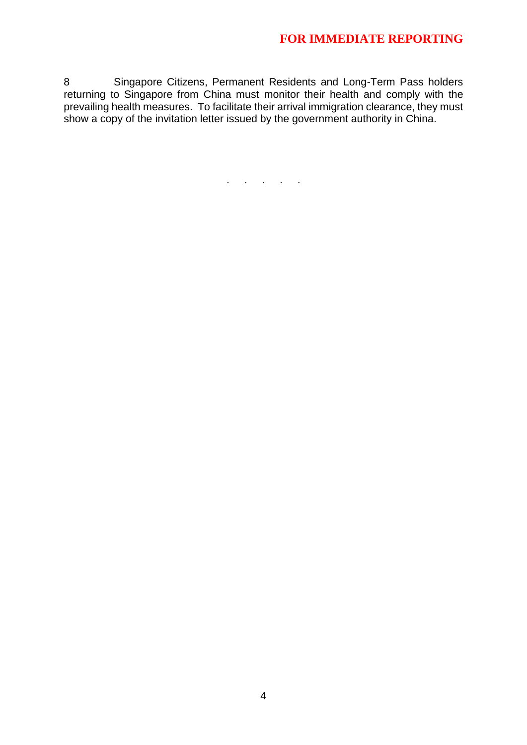8 Singapore Citizens, Permanent Residents and Long-Term Pass holders returning to Singapore from China must monitor their health and comply with the prevailing health measures. To facilitate their arrival immigration clearance, they must show a copy of the invitation letter issued by the government authority in China.

. . . . .